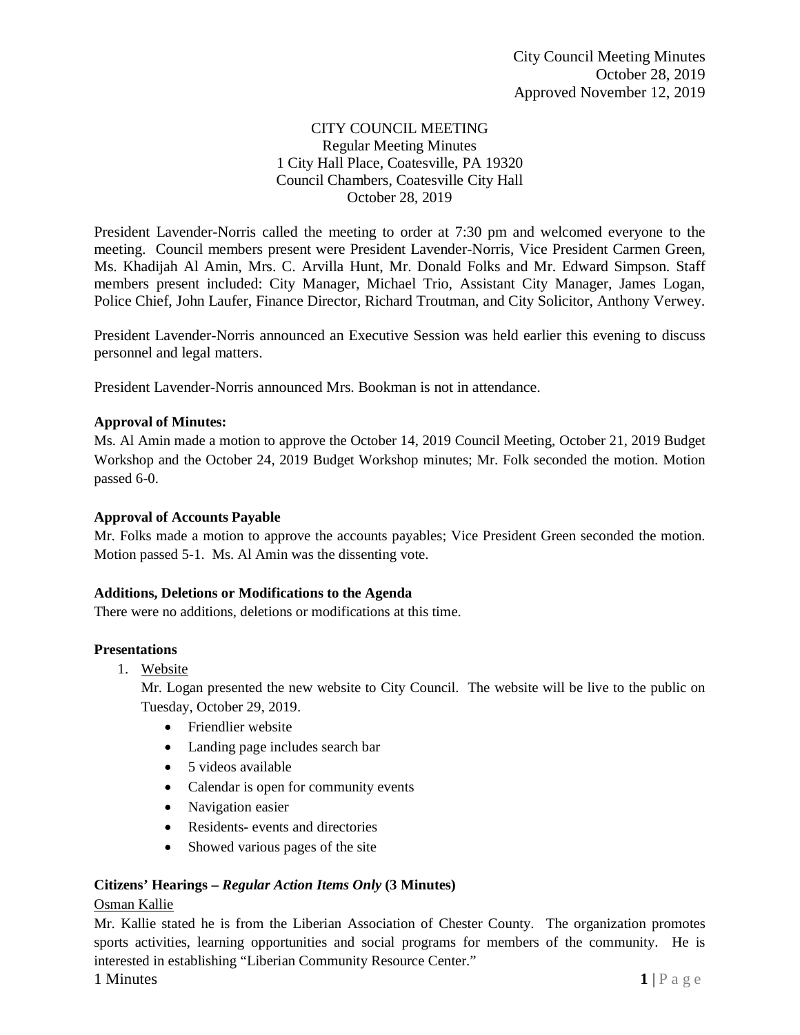City Council Meeting Minutes
October 28, 2019
Approved November 12, 2019

# CITY COUNCIL MEETING

Regular Meeting Minutes
1 City Hall Place, Coatesville, PA 19320
Council Chambers, Coatesville City Hall
October 28, 2019

President Lavender-Norris called the meeting to order at 7:30 pm and welcomed everyone to the meeting. Council members present were President Lavender-Norris, Vice President Carmen Green, Ms. Khadijah Al Amin, Mrs. C. Arvilla Hunt, Mr. Donald Folks and Mr. Edward Simpson. Staff members present included: City Manager, Michael Trio, Assistant City Manager, James Logan, Police Chief, John Laufer, Finance Director, Richard Troutman, and City Solicitor, Anthony Verwey.

President Lavender-Norris announced an Executive Session was held earlier this evening to discuss personnel and legal matters.

President Lavender-Norris announced Mrs. Bookman is not in attendance.

**Approval of Minutes:**

Ms. Al Amin made a motion to approve the October 14, 2019 Council Meeting, October 21, 2019 Budget Workshop and the October 24, 2019 Budget Workshop minutes; Mr. Folk seconded the motion. Motion passed 6-0.

**Approval of Accounts Payable**

Mr. Folks made a motion to approve the accounts payables; Vice President Green seconded the motion. Motion passed 5-1. Ms. Al Amin was the dissenting vote.

**Additions, Deletions or Modifications to the Agenda**

There were no additions, deletions or modifications at this time.

**Presentations**

1. Website

   Mr. Logan presented the new website to City Council. The website will be live to the public on Tuesday, October 29, 2019.

   - Friendlier website
   - Landing page includes search bar
   - 5 videos available
   - Calendar is open for community events
   - Navigation easier
   - Residents- events and directories
   - Showed various pages of the site

**Citizens' Hearings – *Regular Action Items Only* (3 Minutes)**

Osman Kallie

Mr. Kallie stated he is from the Liberian Association of Chester County. The organization promotes sports activities, learning opportunities and social programs for members of the community. He is interested in establishing "Liberian Community Resource Center."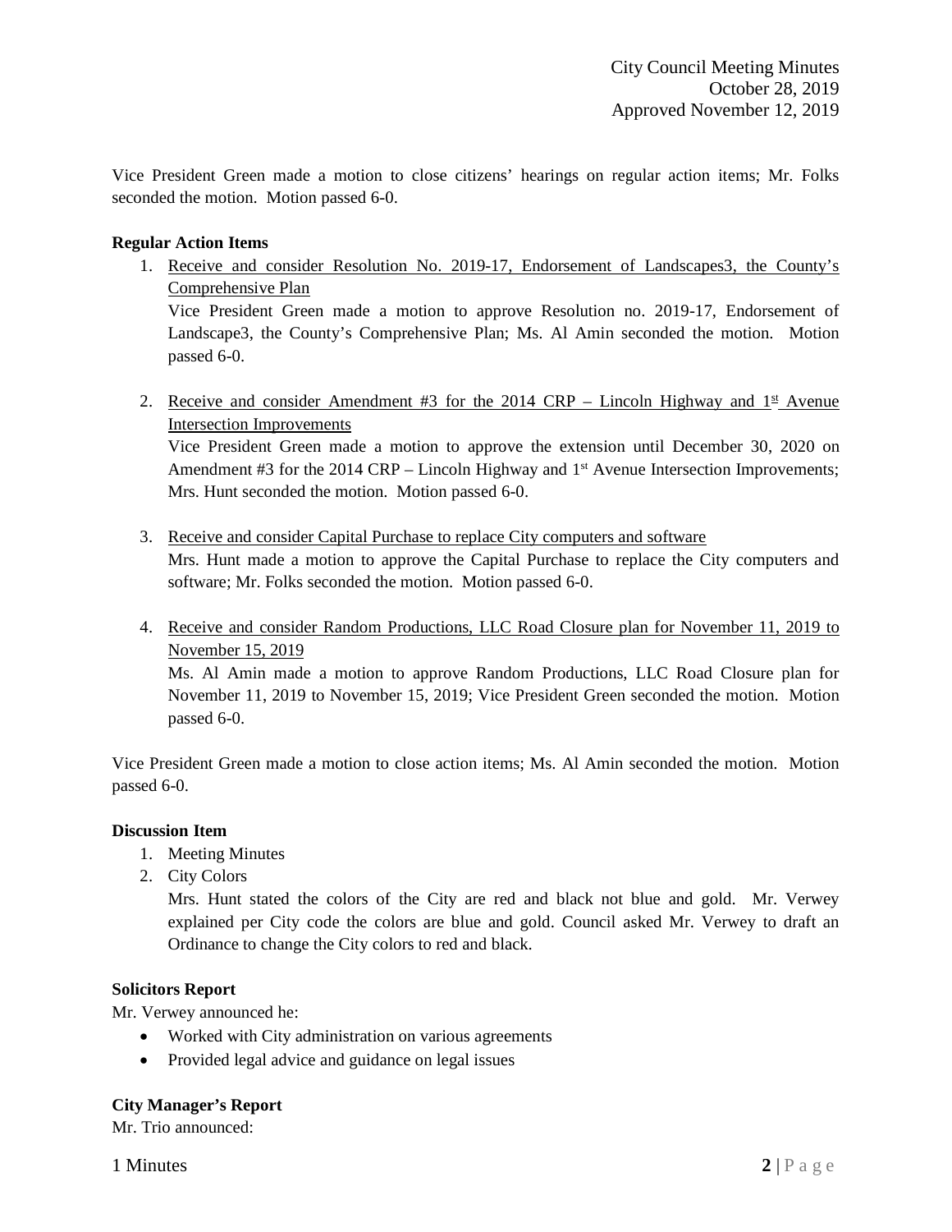Vice President Green made a motion to close citizens' hearings on regular action items; Mr. Folks seconded the motion. Motion passed 6-0.

**Regular Action Items**

1. Receive and consider Resolution No. 2019-17, Endorsement of Landscapes3, the County's Comprehensive Plan
   Vice President Green made a motion to approve Resolution no. 2019-17, Endorsement of Landscape3, the County's Comprehensive Plan; Ms. Al Amin seconded the motion. Motion passed 6-0.

2. Receive and consider Amendment #3 for the 2014 CRP – Lincoln Highway and 1st Avenue Intersection Improvements
   Vice President Green made a motion to approve the extension until December 30, 2020 on Amendment #3 for the 2014 CRP – Lincoln Highway and 1st Avenue Intersection Improvements; Mrs. Hunt seconded the motion. Motion passed 6-0.

3. Receive and consider Capital Purchase to replace City computers and software
   Mrs. Hunt made a motion to approve the Capital Purchase to replace the City computers and software; Mr. Folks seconded the motion. Motion passed 6-0.

4. Receive and consider Random Productions, LLC Road Closure plan for November 11, 2019 to November 15, 2019
   Ms. Al Amin made a motion to approve Random Productions, LLC Road Closure plan for November 11, 2019 to November 15, 2019; Vice President Green seconded the motion. Motion passed 6-0.

Vice President Green made a motion to close action items; Ms. Al Amin seconded the motion. Motion passed 6-0.

**Discussion Item**

1. Meeting Minutes
2. City Colors
   Mrs. Hunt stated the colors of the City are red and black not blue and gold. Mr. Verwey explained per City code the colors are blue and gold. Council asked Mr. Verwey to draft an Ordinance to change the City colors to red and black.

**Solicitors Report**

Mr. Verwey announced he:

- Worked with City administration on various agreements
- Provided legal advice and guidance on legal issues

**City Manager's Report**

Mr. Trio announced: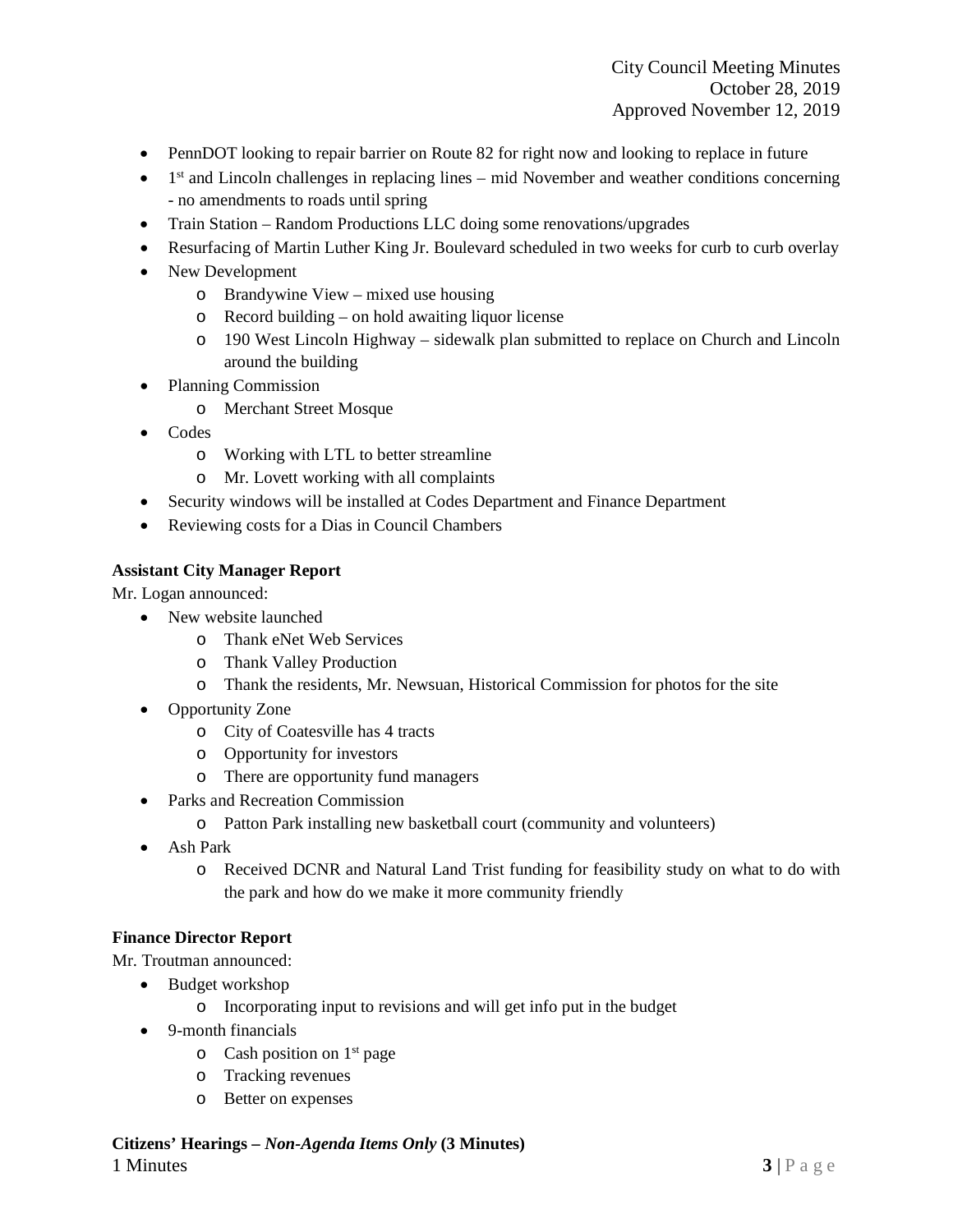- PennDOT looking to repair barrier on Route 82 for right now and looking to replace in future
- 1st and Lincoln challenges in replacing lines – mid November and weather conditions concerning - no amendments to roads until spring
- Train Station – Random Productions LLC doing some renovations/upgrades
- Resurfacing of Martin Luther King Jr. Boulevard scheduled in two weeks for curb to curb overlay
- New Development
  - Brandywine View – mixed use housing
  - Record building – on hold awaiting liquor license
  - 190 West Lincoln Highway – sidewalk plan submitted to replace on Church and Lincoln around the building
- Planning Commission
  - Merchant Street Mosque
- Codes
  - Working with LTL to better streamline
  - Mr. Lovett working with all complaints
- Security windows will be installed at Codes Department and Finance Department
- Reviewing costs for a Dias in Council Chambers

**Assistant City Manager Report**

Mr. Logan announced:

- New website launched
  - Thank eNet Web Services
  - Thank Valley Production
  - Thank the residents, Mr. Newsuan, Historical Commission for photos for the site
- Opportunity Zone
  - City of Coatesville has 4 tracts
  - Opportunity for investors
  - There are opportunity fund managers
- Parks and Recreation Commission
  - Patton Park installing new basketball court (community and volunteers)
- Ash Park
  - Received DCNR and Natural Land Trist funding for feasibility study on what to do with the park and how do we make it more community friendly

**Finance Director Report**

Mr. Troutman announced:

- Budget workshop
  - Incorporating input to revisions and will get info put in the budget
- 9-month financials
  - Cash position on 1st page
  - Tracking revenues
  - Better on expenses

**Citizens' Hearings – *Non-Agenda Items Only* (3 Minutes)**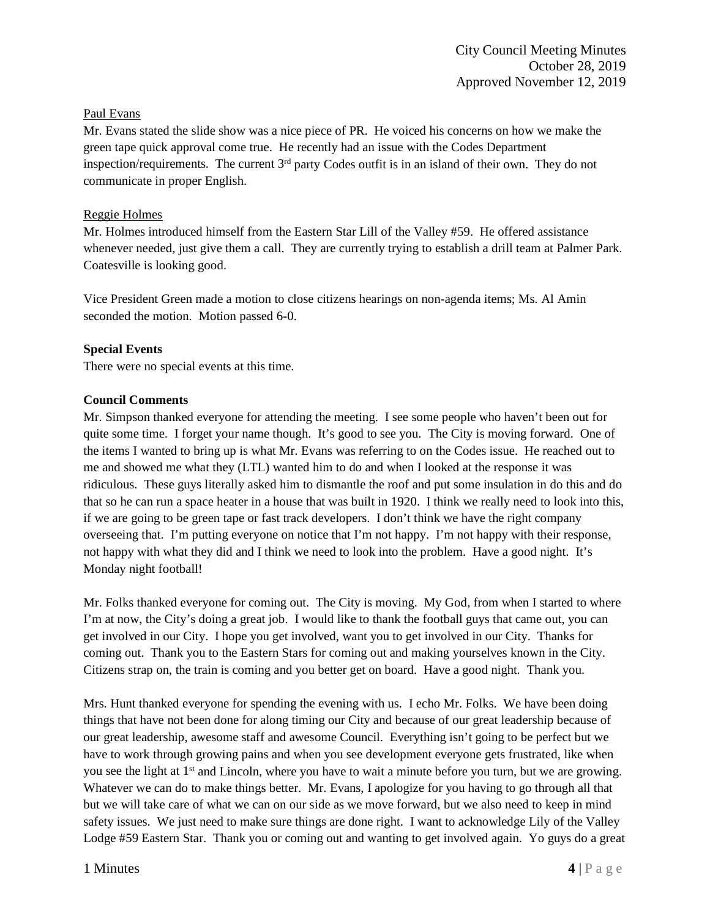Paul Evans

Mr. Evans stated the slide show was a nice piece of PR. He voiced his concerns on how we make the green tape quick approval come true. He recently had an issue with the Codes Department inspection/requirements. The current 3rd party Codes outfit is in an island of their own. They do not communicate in proper English.

Reggie Holmes

Mr. Holmes introduced himself from the Eastern Star Lill of the Valley #59. He offered assistance whenever needed, just give them a call. They are currently trying to establish a drill team at Palmer Park. Coatesville is looking good.

Vice President Green made a motion to close citizens hearings on non-agenda items; Ms. Al Amin seconded the motion. Motion passed 6-0.

**Special Events**

There were no special events at this time.

**Council Comments**

Mr. Simpson thanked everyone for attending the meeting. I see some people who haven't been out for quite some time. I forget your name though. It's good to see you. The City is moving forward. One of the items I wanted to bring up is what Mr. Evans was referring to on the Codes issue. He reached out to me and showed me what they (LTL) wanted him to do and when I looked at the response it was ridiculous. These guys literally asked him to dismantle the roof and put some insulation in do this and do that so he can run a space heater in a house that was built in 1920. I think we really need to look into this, if we are going to be green tape or fast track developers. I don't think we have the right company overseeing that. I'm putting everyone on notice that I'm not happy. I'm not happy with their response, not happy with what they did and I think we need to look into the problem. Have a good night. It's Monday night football!

Mr. Folks thanked everyone for coming out. The City is moving. My God, from when I started to where I'm at now, the City's doing a great job. I would like to thank the football guys that came out, you can get involved in our City. I hope you get involved, want you to get involved in our City. Thanks for coming out. Thank you to the Eastern Stars for coming out and making yourselves known in the City. Citizens strap on, the train is coming and you better get on board. Have a good night. Thank you.

Mrs. Hunt thanked everyone for spending the evening with us. I echo Mr. Folks. We have been doing things that have not been done for along timing our City and because of our great leadership because of our great leadership, awesome staff and awesome Council. Everything isn't going to be perfect but we have to work through growing pains and when you see development everyone gets frustrated, like when you see the light at 1st and Lincoln, where you have to wait a minute before you turn, but we are growing. Whatever we can do to make things better. Mr. Evans, I apologize for you having to go through all that but we will take care of what we can on our side as we move forward, but we also need to keep in mind safety issues. We just need to make sure things are done right. I want to acknowledge Lily of the Valley Lodge #59 Eastern Star. Thank you or coming out and wanting to get involved again. Yo guys do a great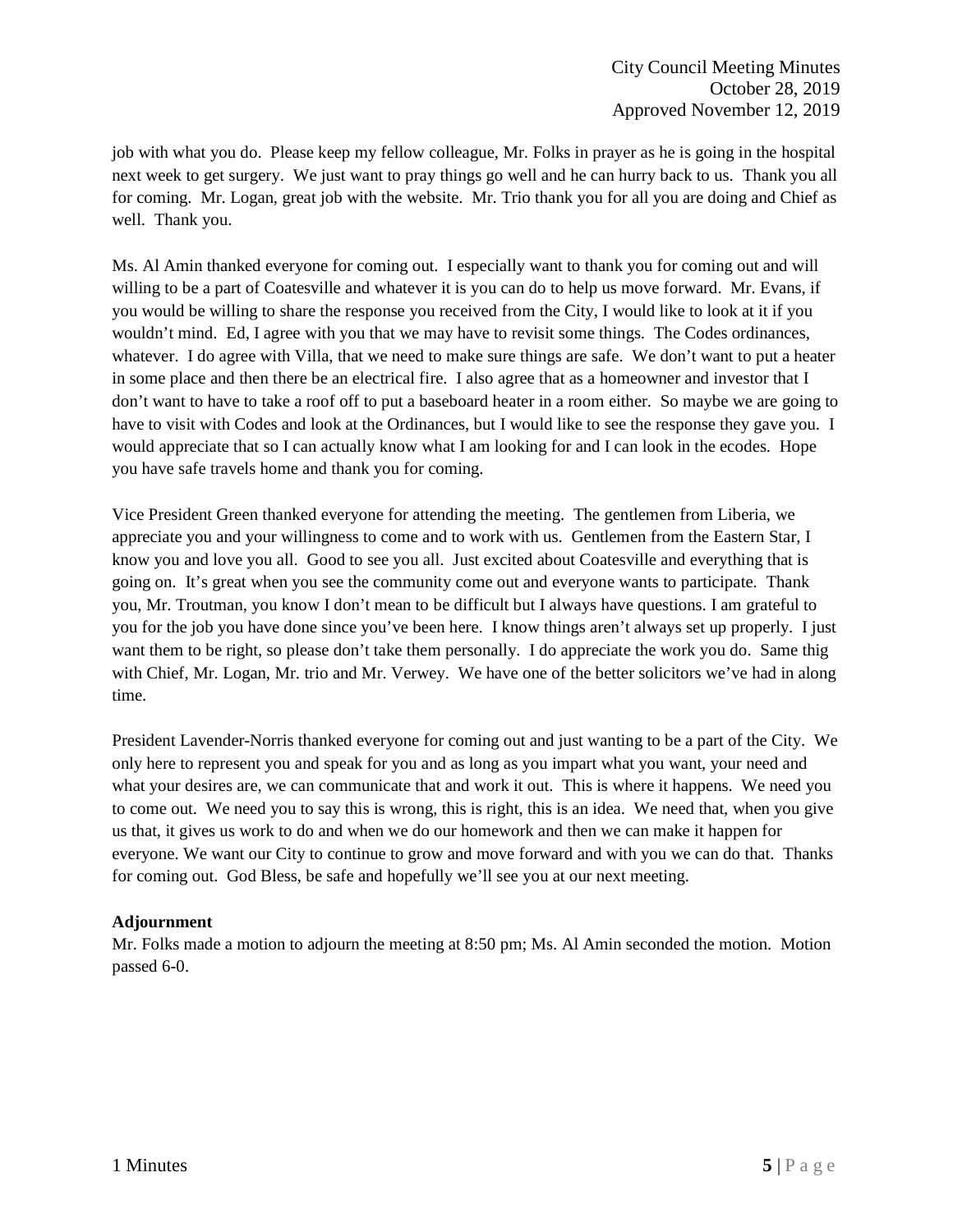job with what you do. Please keep my fellow colleague, Mr. Folks in prayer as he is going in the hospital next week to get surgery. We just want to pray things go well and he can hurry back to us. Thank you all for coming. Mr. Logan, great job with the website. Mr. Trio thank you for all you are doing and Chief as well. Thank you.

Ms. Al Amin thanked everyone for coming out. I especially want to thank you for coming out and will willing to be a part of Coatesville and whatever it is you can do to help us move forward. Mr. Evans, if you would be willing to share the response you received from the City, I would like to look at it if you wouldn't mind. Ed, I agree with you that we may have to revisit some things. The Codes ordinances, whatever. I do agree with Villa, that we need to make sure things are safe. We don't want to put a heater in some place and then there be an electrical fire. I also agree that as a homeowner and investor that I don't want to have to take a roof off to put a baseboard heater in a room either. So maybe we are going to have to visit with Codes and look at the Ordinances, but I would like to see the response they gave you. I would appreciate that so I can actually know what I am looking for and I can look in the ecodes. Hope you have safe travels home and thank you for coming.

Vice President Green thanked everyone for attending the meeting. The gentlemen from Liberia, we appreciate you and your willingness to come and to work with us. Gentlemen from the Eastern Star, I know you and love you all. Good to see you all. Just excited about Coatesville and everything that is going on. It's great when you see the community come out and everyone wants to participate. Thank you, Mr. Troutman, you know I don't mean to be difficult but I always have questions. I am grateful to you for the job you have done since you've been here. I know things aren't always set up properly. I just want them to be right, so please don't take them personally. I do appreciate the work you do. Same thig with Chief, Mr. Logan, Mr. trio and Mr. Verwey. We have one of the better solicitors we've had in along time.

President Lavender-Norris thanked everyone for coming out and just wanting to be a part of the City. We only here to represent you and speak for you and as long as you impart what you want, your need and what your desires are, we can communicate that and work it out. This is where it happens. We need you to come out. We need you to say this is wrong, this is right, this is an idea. We need that, when you give us that, it gives us work to do and when we do our homework and then we can make it happen for everyone. We want our City to continue to grow and move forward and with you we can do that. Thanks for coming out. God Bless, be safe and hopefully we'll see you at our next meeting.

**Adjournment**

Mr. Folks made a motion to adjourn the meeting at 8:50 pm; Ms. Al Amin seconded the motion. Motion passed 6-0.